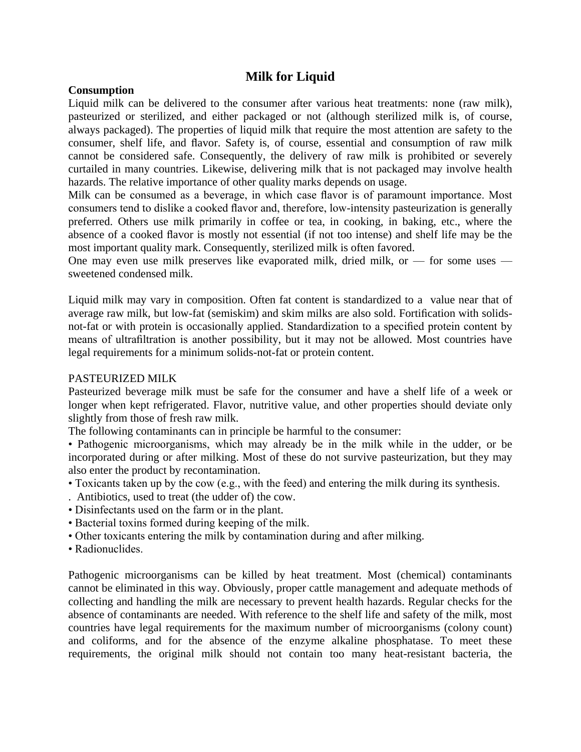# Milk for Liquid

**Consumption**

Liquid milk can be delivered to the consumer after various heat treatments: none (raw milk), pasteurized or sterilized, and either packaged or not (although sterilized milk is, of course, always packaged). The properties of liquid milk that require the most attention are safety to the consumer, shelf life, and flavor. Safety is, of course, essential and consumption of raw milk cannot be considered safe. Consequently, the delivery of raw milk is prohibited or severely curtailed in many countries. Likewise, delivering milk that is not packaged may involve health hazards. The relative importance of other quality marks depends on usage.

Milk can be consumed as a beverage, in which case flavor is of paramount importance. Most consumers tend to dislike a cooked flavor and, therefore, low-intensity pasteurization is generally preferred. Others use milk primarily in coffee or tea, in cooking, in baking, etc., where the absence of a cooked flavor is mostly not essential (if not too intense) and shelf life may be the most important quality mark. Consequently, sterilized milk is often favored.

One may even use milk preserves like evaporated milk, dried milk, or — for some uses — sweetened condensed milk.

Liquid milk may vary in composition. Often fat content is standardized to a value near that of average raw milk, but low-fat (semiskim) and skim milks are also sold. Fortification with solids-not-fat or with protein is occasionally applied. Standardization to a specified protein content by means of ultrafiltration is another possibility, but it may not be allowed. Most countries have legal requirements for a minimum solids-not-fat or protein content.

## PASTEURIZED MILK

Pasteurized beverage milk must be safe for the consumer and have a shelf life of a week or longer when kept refrigerated. Flavor, nutritive value, and other properties should deviate only slightly from those of fresh raw milk.

The following contaminants can in principle be harmful to the consumer:

- Pathogenic microorganisms, which may already be in the milk while in the udder, or be incorporated during or after milking. Most of these do not survive pasteurization, but they may also enter the product by recontamination.
- Toxicants taken up by the cow (e.g., with the feed) and entering the milk during its synthesis.
- Antibiotics, used to treat (the udder of) the cow.
- Disinfectants used on the farm or in the plant.
- Bacterial toxins formed during keeping of the milk.
- Other toxicants entering the milk by contamination during and after milking.
- Radionuclides.

Pathogenic microorganisms can be killed by heat treatment. Most (chemical) contaminants cannot be eliminated in this way. Obviously, proper cattle management and adequate methods of collecting and handling the milk are necessary to prevent health hazards. Regular checks for the absence of contaminants are needed. With reference to the shelf life and safety of the milk, most countries have legal requirements for the maximum number of microorganisms (colony count) and coliforms, and for the absence of the enzyme alkaline phosphatase. To meet these requirements, the original milk should not contain too many heat-resistant bacteria, the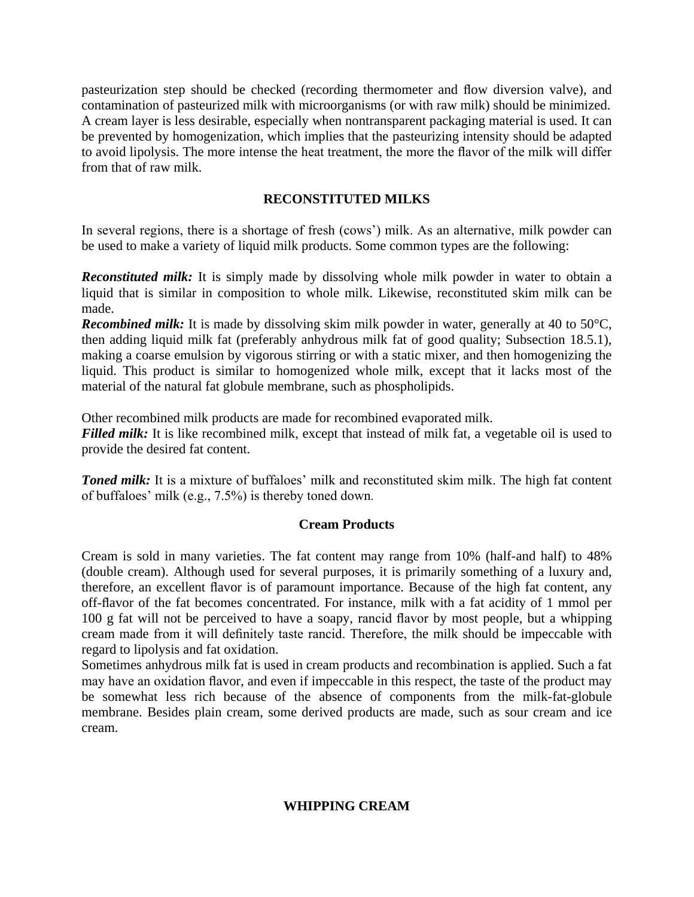pasteurization step should be checked (recording thermometer and flow diversion valve), and contamination of pasteurized milk with microorganisms (or with raw milk) should be minimized. A cream layer is less desirable, especially when nontransparent packaging material is used. It can be prevented by homogenization, which implies that the pasteurizing intensity should be adapted to avoid lipolysis. The more intense the heat treatment, the more the flavor of the milk will differ from that of raw milk.

## RECONSTITUTED MILKS

In several regions, there is a shortage of fresh (cows') milk. As an alternative, milk powder can be used to make a variety of liquid milk products. Some common types are the following:

***Reconstituted milk:*** It is simply made by dissolving whole milk powder in water to obtain a liquid that is similar in composition to whole milk. Likewise, reconstituted skim milk can be made.

***Recombined milk:*** It is made by dissolving skim milk powder in water, generally at 40 to 50°C, then adding liquid milk fat (preferably anhydrous milk fat of good quality; Subsection 18.5.1), making a coarse emulsion by vigorous stirring or with a static mixer, and then homogenizing the liquid. This product is similar to homogenized whole milk, except that it lacks most of the material of the natural fat globule membrane, such as phospholipids.

Other recombined milk products are made for recombined evaporated milk.

***Filled milk:*** It is like recombined milk, except that instead of milk fat, a vegetable oil is used to provide the desired fat content.

***Toned milk:*** It is a mixture of buffaloes' milk and reconstituted skim milk. The high fat content of buffaloes' milk (e.g., 7.5%) is thereby toned down.

## Cream Products

Cream is sold in many varieties. The fat content may range from 10% (half-and half) to 48% (double cream). Although used for several purposes, it is primarily something of a luxury and, therefore, an excellent flavor is of paramount importance. Because of the high fat content, any off-flavor of the fat becomes concentrated. For instance, milk with a fat acidity of 1 mmol per 100 g fat will not be perceived to have a soapy, rancid flavor by most people, but a whipping cream made from it will definitely taste rancid. Therefore, the milk should be impeccable with regard to lipolysis and fat oxidation.

Sometimes anhydrous milk fat is used in cream products and recombination is applied. Such a fat may have an oxidation flavor, and even if impeccable in this respect, the taste of the product may be somewhat less rich because of the absence of components from the milk-fat-globule membrane. Besides plain cream, some derived products are made, such as sour cream and ice cream.

## WHIPPING CREAM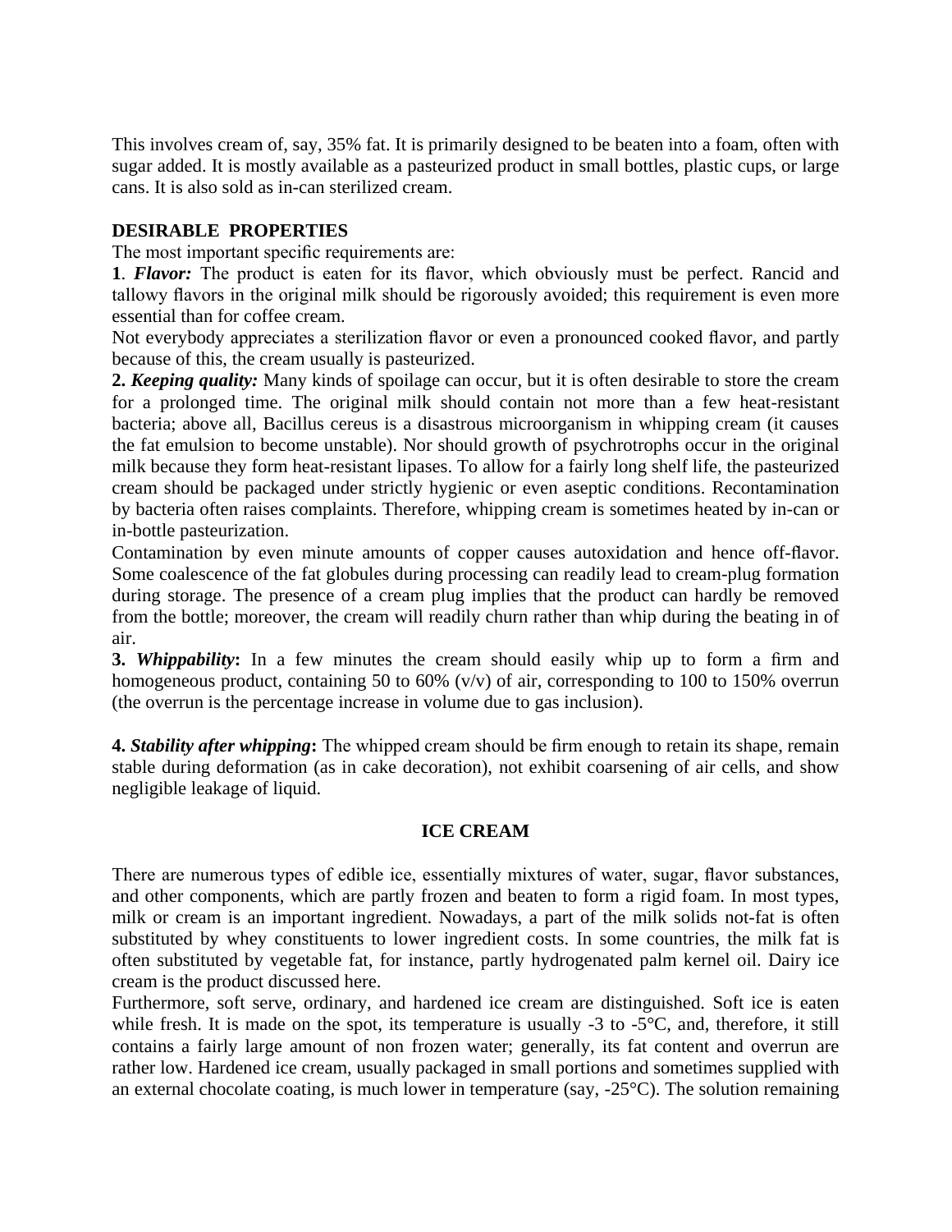This involves cream of, say, 35% fat. It is primarily designed to be beaten into a foam, often with sugar added. It is mostly available as a pasteurized product in small bottles, plastic cups, or large cans. It is also sold as in-can sterilized cream.

**DESIRABLE PROPERTIES**

The most important specific requirements are:

**1**. ***Flavor:*** The product is eaten for its flavor, which obviously must be perfect. Rancid and tallowy flavors in the original milk should be rigorously avoided; this requirement is even more essential than for coffee cream.

Not everybody appreciates a sterilization flavor or even a pronounced cooked flavor, and partly because of this, the cream usually is pasteurized.

**2.** ***Keeping quality:*** Many kinds of spoilage can occur, but it is often desirable to store the cream for a prolonged time. The original milk should contain not more than a few heat-resistant bacteria; above all, Bacillus cereus is a disastrous microorganism in whipping cream (it causes the fat emulsion to become unstable). Nor should growth of psychrotrophs occur in the original milk because they form heat-resistant lipases. To allow for a fairly long shelf life, the pasteurized cream should be packaged under strictly hygienic or even aseptic conditions. Recontamination by bacteria often raises complaints. Therefore, whipping cream is sometimes heated by in-can or in-bottle pasteurization.

Contamination by even minute amounts of copper causes autoxidation and hence off-flavor. Some coalescence of the fat globules during processing can readily lead to cream-plug formation during storage. The presence of a cream plug implies that the product can hardly be removed from the bottle; moreover, the cream will readily churn rather than whip during the beating in of air.

**3.** ***Whippability*****:** In a few minutes the cream should easily whip up to form a firm and homogeneous product, containing 50 to 60% (v/v) of air, corresponding to 100 to 150% overrun (the overrun is the percentage increase in volume due to gas inclusion).

**4.** ***Stability after whipping*****:** The whipped cream should be firm enough to retain its shape, remain stable during deformation (as in cake decoration), not exhibit coarsening of air cells, and show negligible leakage of liquid.

## ICE CREAM

There are numerous types of edible ice, essentially mixtures of water, sugar, flavor substances, and other components, which are partly frozen and beaten to form a rigid foam. In most types, milk or cream is an important ingredient. Nowadays, a part of the milk solids not-fat is often substituted by whey constituents to lower ingredient costs. In some countries, the milk fat is often substituted by vegetable fat, for instance, partly hydrogenated palm kernel oil. Dairy ice cream is the product discussed here.

Furthermore, soft serve, ordinary, and hardened ice cream are distinguished. Soft ice is eaten while fresh. It is made on the spot, its temperature is usually -3 to -5°C, and, therefore, it still contains a fairly large amount of non frozen water; generally, its fat content and overrun are rather low. Hardened ice cream, usually packaged in small portions and sometimes supplied with an external chocolate coating, is much lower in temperature (say, -25°C). The solution remaining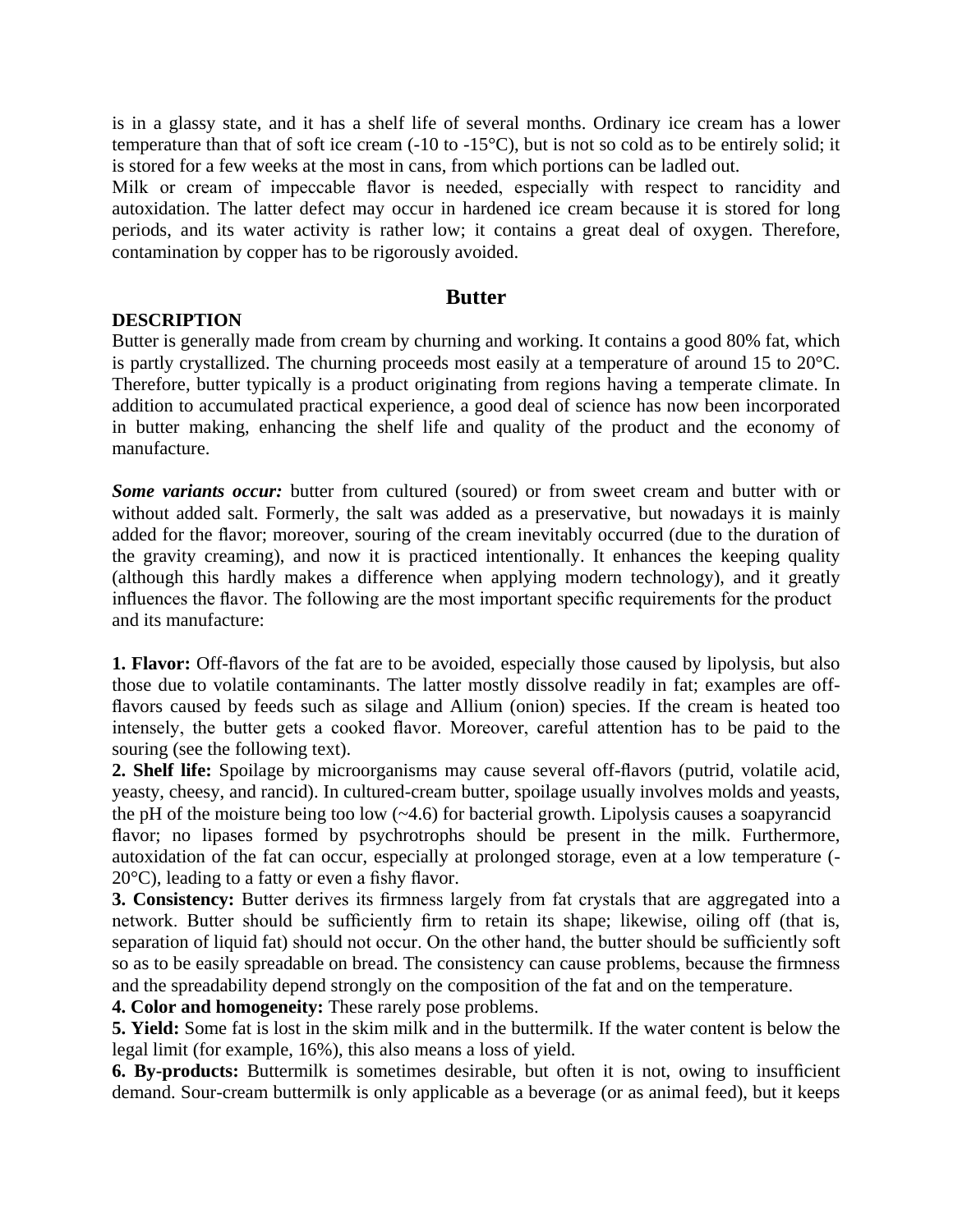is in a glassy state, and it has a shelf life of several months. Ordinary ice cream has a lower temperature than that of soft ice cream (-10 to -15°C), but is not so cold as to be entirely solid; it is stored for a few weeks at the most in cans, from which portions can be ladled out.

Milk or cream of impeccable flavor is needed, especially with respect to rancidity and autoxidation. The latter defect may occur in hardened ice cream because it is stored for long periods, and its water activity is rather low; it contains a great deal of oxygen. Therefore, contamination by copper has to be rigorously avoided.

## Butter

**DESCRIPTION**

Butter is generally made from cream by churning and working. It contains a good 80% fat, which is partly crystallized. The churning proceeds most easily at a temperature of around 15 to 20°C. Therefore, butter typically is a product originating from regions having a temperate climate. In addition to accumulated practical experience, a good deal of science has now been incorporated in butter making, enhancing the shelf life and quality of the product and the economy of manufacture.

***Some variants occur:*** butter from cultured (soured) or from sweet cream and butter with or without added salt. Formerly, the salt was added as a preservative, but nowadays it is mainly added for the flavor; moreover, souring of the cream inevitably occurred (due to the duration of the gravity creaming), and now it is practiced intentionally. It enhances the keeping quality (although this hardly makes a difference when applying modern technology), and it greatly influences the flavor. The following are the most important specific requirements for the product and its manufacture:

**1. Flavor:** Off-flavors of the fat are to be avoided, especially those caused by lipolysis, but also those due to volatile contaminants. The latter mostly dissolve readily in fat; examples are off-flavors caused by feeds such as silage and Allium (onion) species. If the cream is heated too intensely, the butter gets a cooked flavor. Moreover, careful attention has to be paid to the souring (see the following text).

**2. Shelf life:** Spoilage by microorganisms may cause several off-flavors (putrid, volatile acid, yeasty, cheesy, and rancid). In cultured-cream butter, spoilage usually involves molds and yeasts, the pH of the moisture being too low (~4.6) for bacterial growth. Lipolysis causes a soapyrancid flavor; no lipases formed by psychrotrophs should be present in the milk. Furthermore, autoxidation of the fat can occur, especially at prolonged storage, even at a low temperature (-20°C), leading to a fatty or even a fishy flavor.

**3. Consistency:** Butter derives its firmness largely from fat crystals that are aggregated into a network. Butter should be sufficiently firm to retain its shape; likewise, oiling off (that is, separation of liquid fat) should not occur. On the other hand, the butter should be sufficiently soft so as to be easily spreadable on bread. The consistency can cause problems, because the firmness and the spreadability depend strongly on the composition of the fat and on the temperature.

**4. Color and homogeneity:** These rarely pose problems.

**5. Yield:** Some fat is lost in the skim milk and in the buttermilk. If the water content is below the legal limit (for example, 16%), this also means a loss of yield.

**6. By-products:** Buttermilk is sometimes desirable, but often it is not, owing to insufficient demand. Sour-cream buttermilk is only applicable as a beverage (or as animal feed), but it keeps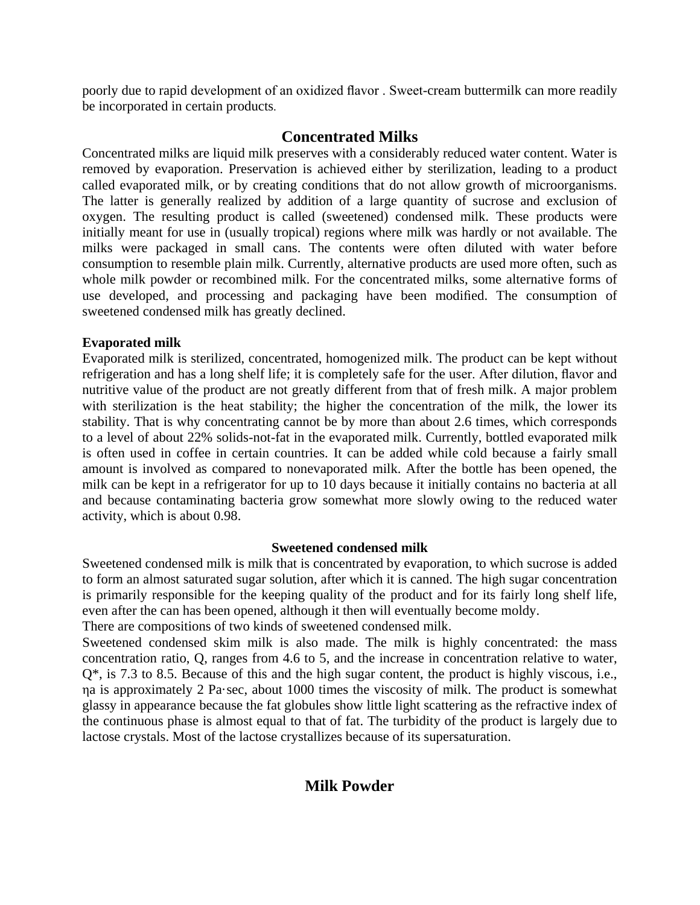poorly due to rapid development of an oxidized flavor . Sweet-cream buttermilk can more readily be incorporated in certain products.

## Concentrated Milks

Concentrated milks are liquid milk preserves with a considerably reduced water content. Water is removed by evaporation. Preservation is achieved either by sterilization, leading to a product called evaporated milk, or by creating conditions that do not allow growth of microorganisms. The latter is generally realized by addition of a large quantity of sucrose and exclusion of oxygen. The resulting product is called (sweetened) condensed milk. These products were initially meant for use in (usually tropical) regions where milk was hardly or not available. The milks were packaged in small cans. The contents were often diluted with water before consumption to resemble plain milk. Currently, alternative products are used more often, such as whole milk powder or recombined milk. For the concentrated milks, some alternative forms of use developed, and processing and packaging have been modified. The consumption of sweetened condensed milk has greatly declined.

### Evaporated milk

Evaporated milk is sterilized, concentrated, homogenized milk. The product can be kept without refrigeration and has a long shelf life; it is completely safe for the user. After dilution, flavor and nutritive value of the product are not greatly different from that of fresh milk. A major problem with sterilization is the heat stability; the higher the concentration of the milk, the lower its stability. That is why concentrating cannot be by more than about 2.6 times, which corresponds to a level of about 22% solids-not-fat in the evaporated milk. Currently, bottled evaporated milk is often used in coffee in certain countries. It can be added while cold because a fairly small amount is involved as compared to nonevaporated milk. After the bottle has been opened, the milk can be kept in a refrigerator for up to 10 days because it initially contains no bacteria at all and because contaminating bacteria grow somewhat more slowly owing to the reduced water activity, which is about 0.98.

### Sweetened condensed milk

Sweetened condensed milk is milk that is concentrated by evaporation, to which sucrose is added to form an almost saturated sugar solution, after which it is canned. The high sugar concentration is primarily responsible for the keeping quality of the product and for its fairly long shelf life, even after the can has been opened, although it then will eventually become moldy.

There are compositions of two kinds of sweetened condensed milk.

Sweetened condensed skim milk is also made. The milk is highly concentrated: the mass concentration ratio, $Q$, ranges from 4.6 to 5, and the increase in concentration relative to water, $Q^*$, is 7.3 to 8.5. Because of this and the high sugar content, the product is highly viscous, i.e., $\eta_a$ is approximately 2 Pa·sec, about 1000 times the viscosity of milk. The product is somewhat glassy in appearance because the fat globules show little light scattering as the refractive index of the continuous phase is almost equal to that of fat. The turbidity of the product is largely due to lactose crystals. Most of the lactose crystallizes because of its supersaturation.

## Milk Powder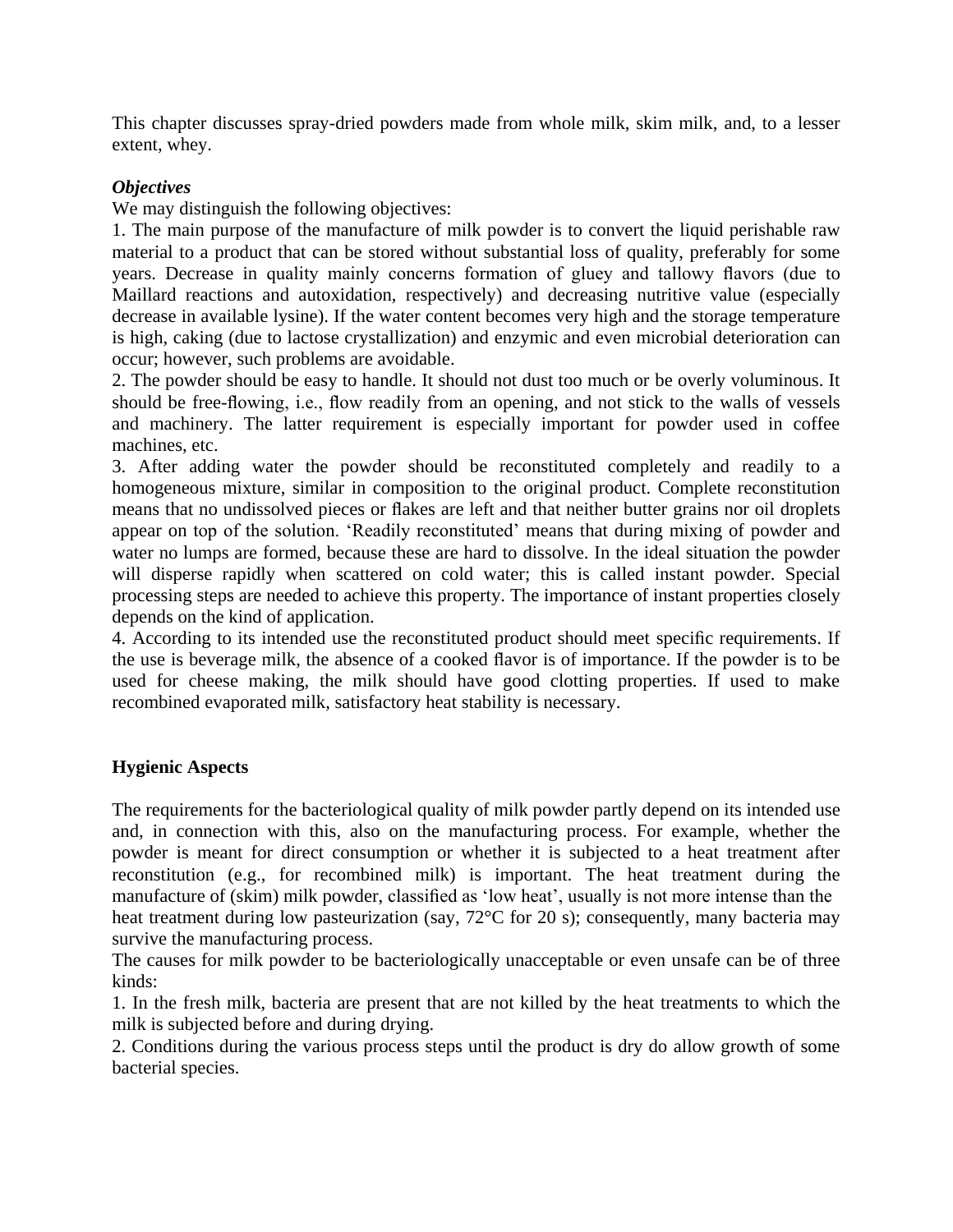This chapter discusses spray-dried powders made from whole milk, skim milk, and, to a lesser extent, whey.

***Objectives***

We may distinguish the following objectives:

1. The main purpose of the manufacture of milk powder is to convert the liquid perishable raw material to a product that can be stored without substantial loss of quality, preferably for some years. Decrease in quality mainly concerns formation of gluey and tallowy flavors (due to Maillard reactions and autoxidation, respectively) and decreasing nutritive value (especially decrease in available lysine). If the water content becomes very high and the storage temperature is high, caking (due to lactose crystallization) and enzymic and even microbial deterioration can occur; however, such problems are avoidable.
2. The powder should be easy to handle. It should not dust too much or be overly voluminous. It should be free-flowing, i.e., flow readily from an opening, and not stick to the walls of vessels and machinery. The latter requirement is especially important for powder used in coffee machines, etc.
3. After adding water the powder should be reconstituted completely and readily to a homogeneous mixture, similar in composition to the original product. Complete reconstitution means that no undissolved pieces or flakes are left and that neither butter grains nor oil droplets appear on top of the solution. 'Readily reconstituted' means that during mixing of powder and water no lumps are formed, because these are hard to dissolve. In the ideal situation the powder will disperse rapidly when scattered on cold water; this is called instant powder. Special processing steps are needed to achieve this property. The importance of instant properties closely depends on the kind of application.
4. According to its intended use the reconstituted product should meet specific requirements. If the use is beverage milk, the absence of a cooked flavor is of importance. If the powder is to be used for cheese making, the milk should have good clotting properties. If used to make recombined evaporated milk, satisfactory heat stability is necessary.

**Hygienic Aspects**

The requirements for the bacteriological quality of milk powder partly depend on its intended use and, in connection with this, also on the manufacturing process. For example, whether the powder is meant for direct consumption or whether it is subjected to a heat treatment after reconstitution (e.g., for recombined milk) is important. The heat treatment during the manufacture of (skim) milk powder, classified as 'low heat', usually is not more intense than the heat treatment during low pasteurization (say, 72°C for 20 s); consequently, many bacteria may survive the manufacturing process.

The causes for milk powder to be bacteriologically unacceptable or even unsafe can be of three kinds:

1. In the fresh milk, bacteria are present that are not killed by the heat treatments to which the milk is subjected before and during drying.
2. Conditions during the various process steps until the product is dry do allow growth of some bacterial species.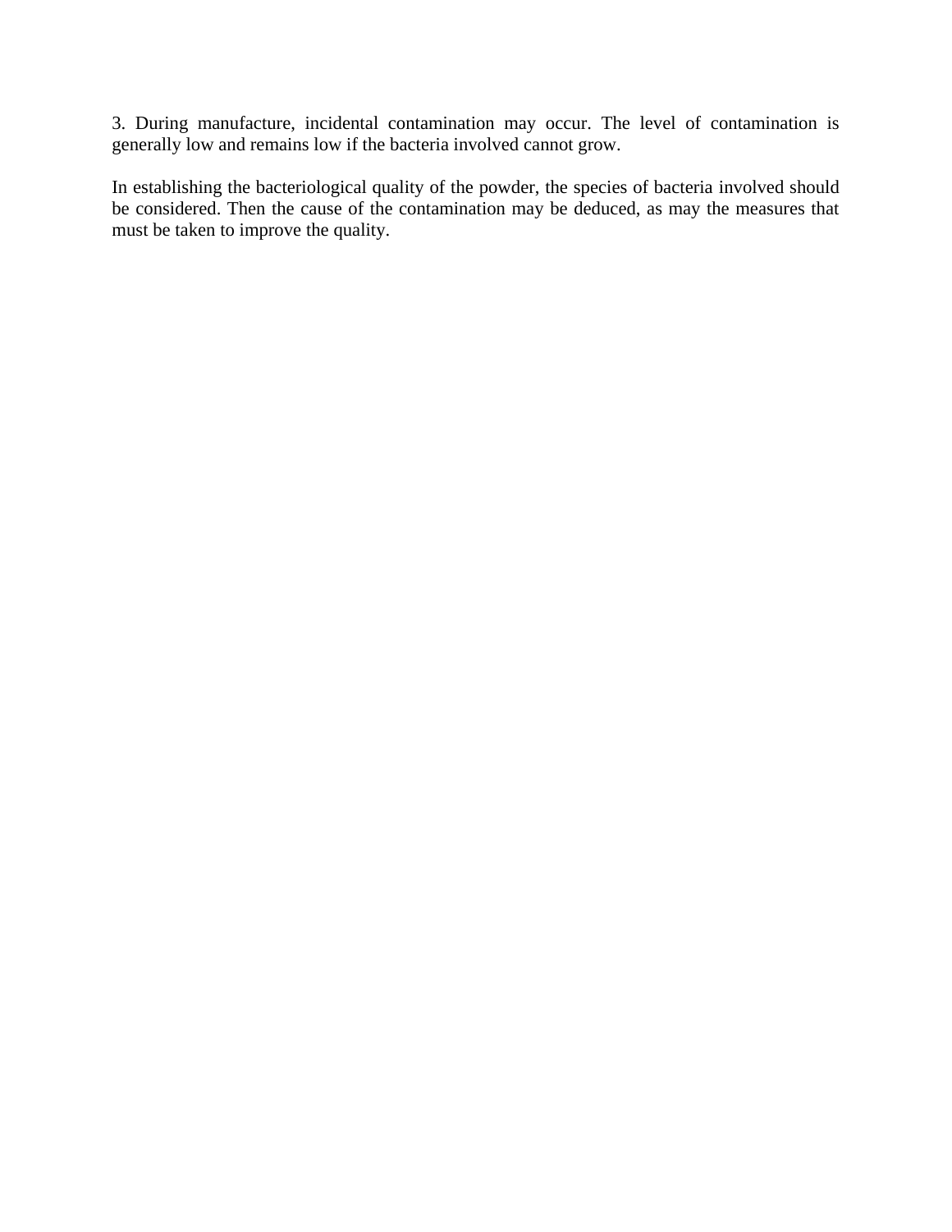3. During manufacture, incidental contamination may occur. The level of contamination is generally low and remains low if the bacteria involved cannot grow.

In establishing the bacteriological quality of the powder, the species of bacteria involved should be considered. Then the cause of the contamination may be deduced, as may the measures that must be taken to improve the quality.